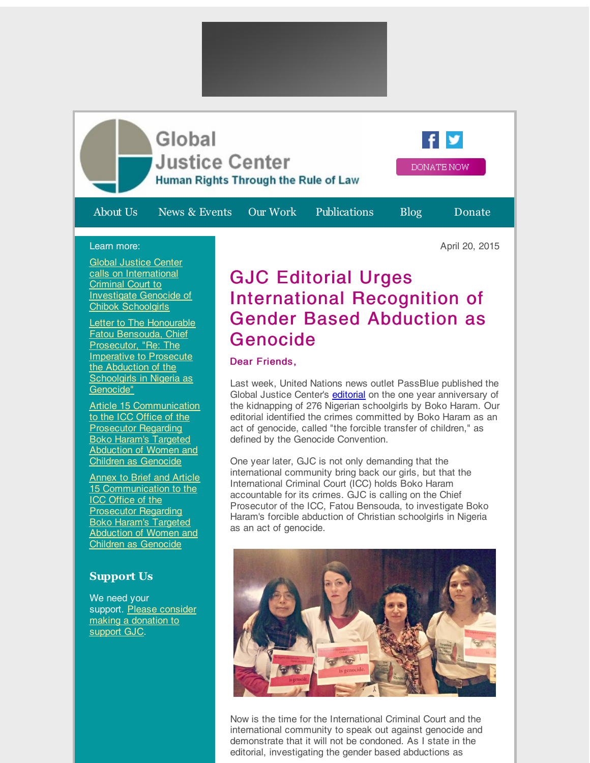Global Justice Center
Human Rights Through the Rule of Law

DONATE NOW

About Us | News & Events | Our Work | Publications | Blog | Donate

Learn more:

- Global Justice Center calls on International Criminal Court to Investigate Genocide of Chibok Schoolgirls
- Letter to The Honourable Fatou Bensouda, Chief Prosecutor, "Re: The Imperative to Prosecute the Abduction of the Schoolgirls in Nigeria as Genocide"
- Article 15 Communication to the ICC Office of the Prosecutor Regarding Boko Haram's Targeted Abduction of Women and Children as Genocide
- Annex to Brief and Article 15 Communication to the ICC Office of the Prosecutor Regarding Boko Haram's Targeted Abduction of Women and Children as Genocide

## Support Us

We need your support. Please consider making a donation to support GJC.

April 20, 2015

# GJC Editorial Urges International Recognition of Gender Based Abduction as Genocide

**Dear Friends,**

Last week, United Nations news outlet PassBlue published the Global Justice Center's editorial on the one year anniversary of the kidnapping of 276 Nigerian schoolgirls by Boko Haram. Our editorial identified the crimes committed by Boko Haram as an act of genocide, called "the forcible transfer of children," as defined by the Genocide Convention.

One year later, GJC is not only demanding that the international community bring back our girls, but that the International Criminal Court (ICC) holds Boko Haram accountable for its crimes. GJC is calling on the Chief Prosecutor of the ICC, Fatou Bensouda, to investigate Boko Haram's forcible abduction of Christian schoolgirls in Nigeria as an act of genocide.

Now is the time for the International Criminal Court and the international community to speak out against genocide and demonstrate that it will not be condoned. As I state in the editorial, investigating the gender based abductions as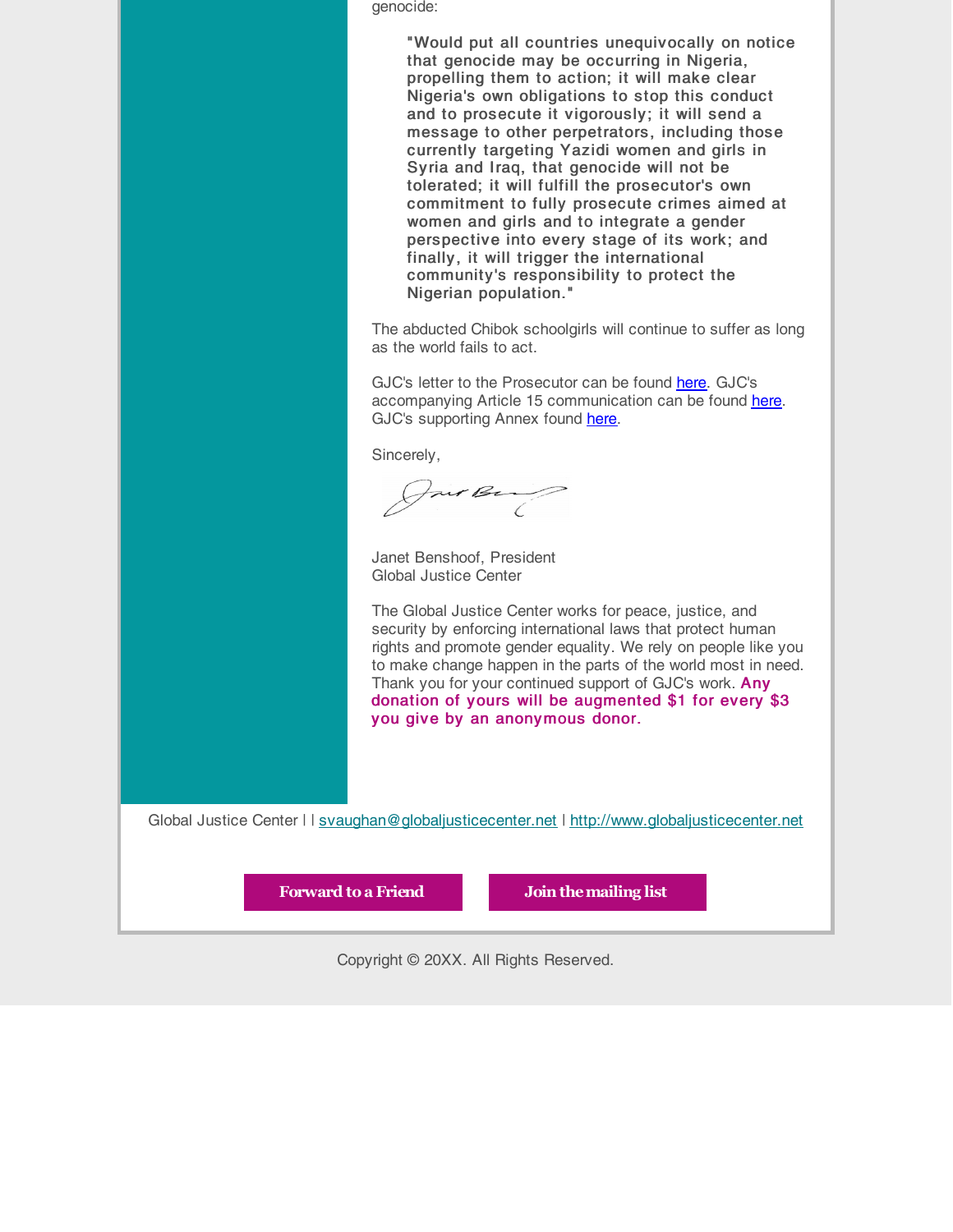genocide:

> "Would put all countries unequivocally on notice that genocide may be occurring in Nigeria, propelling them to action; it will make clear Nigeria's own obligations to stop this conduct and to prosecute it vigorously; it will send a message to other perpetrators, including those currently targeting Yazidi women and girls in Syria and Iraq, that genocide will not be tolerated; it will fulfill the prosecutor's own commitment to fully prosecute crimes aimed at women and girls and to integrate a gender perspective into every stage of its work; and finally, it will trigger the international community's responsibility to protect the Nigerian population."

The abducted Chibok schoolgirls will continue to suffer as long as the world fails to act.

GJC's letter to the Prosecutor can be found here. GJC's accompanying Article 15 communication can be found here. GJC's supporting Annex found here.

Sincerely,

Janet Benshoof, President
Global Justice Center

The Global Justice Center works for peace, justice, and security by enforcing international laws that protect human rights and promote gender equality. We rely on people like you to make change happen in the parts of the world most in need. Thank you for your continued support of GJC's work. **Any donation of yours will be augmented $1 for every $3 you give by an anonymous donor.**

Global Justice Center | | svaughan@globaljusticecenter.net | http://www.globaljusticecenter.net

Forward to a Friend

Join the mailing list

Copyright © 20XX. All Rights Reserved.